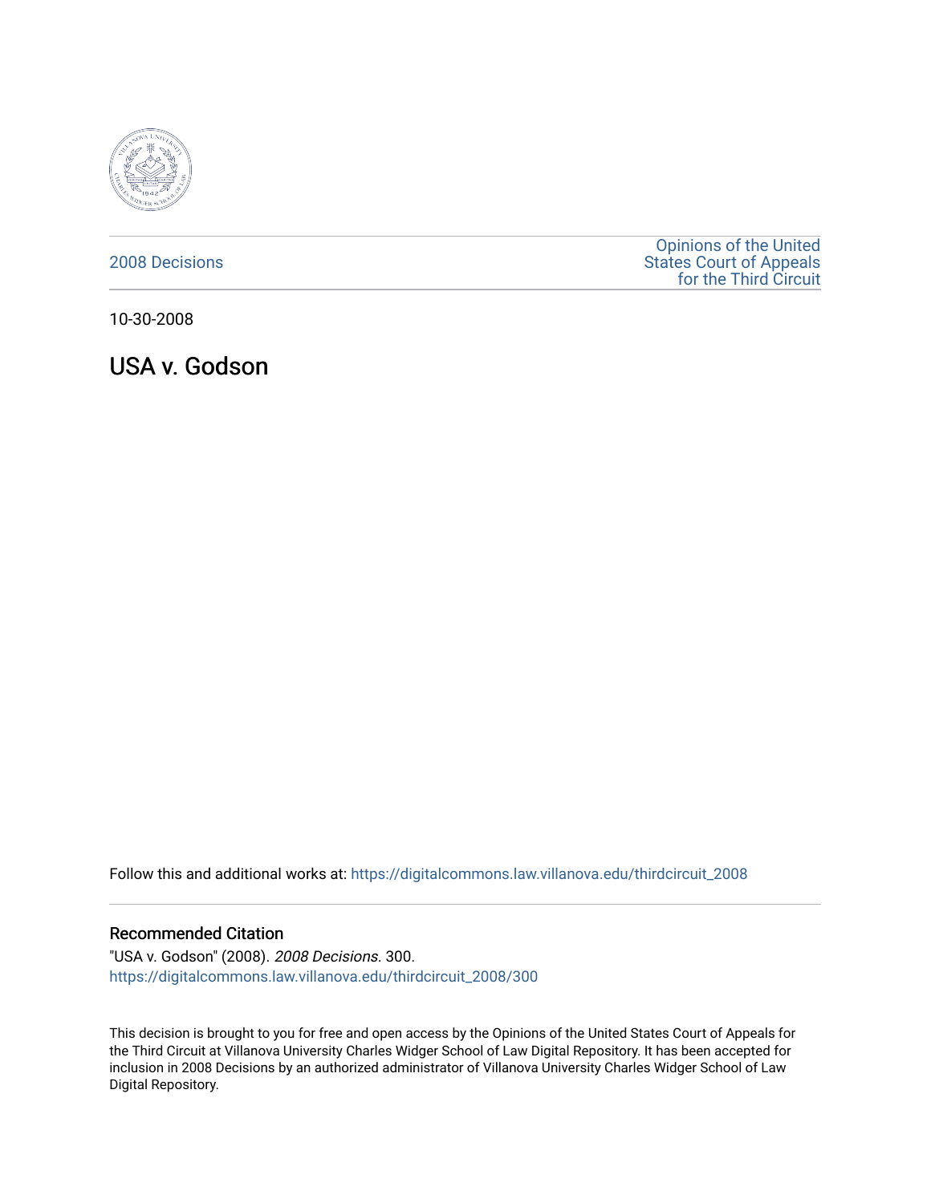2008 Decisions

Opinions of the United States Court of Appeals for the Third Circuit

10-30-2008

# USA v. Godson

Follow this and additional works at: https://digitalcommons.law.villanova.edu/thirdcircuit_2008

## Recommended Citation

"USA v. Godson" (2008). *2008 Decisions*. 300.
https://digitalcommons.law.villanova.edu/thirdcircuit_2008/300

This decision is brought to you for free and open access by the Opinions of the United States Court of Appeals for the Third Circuit at Villanova University Charles Widger School of Law Digital Repository. It has been accepted for inclusion in 2008 Decisions by an authorized administrator of Villanova University Charles Widger School of Law Digital Repository.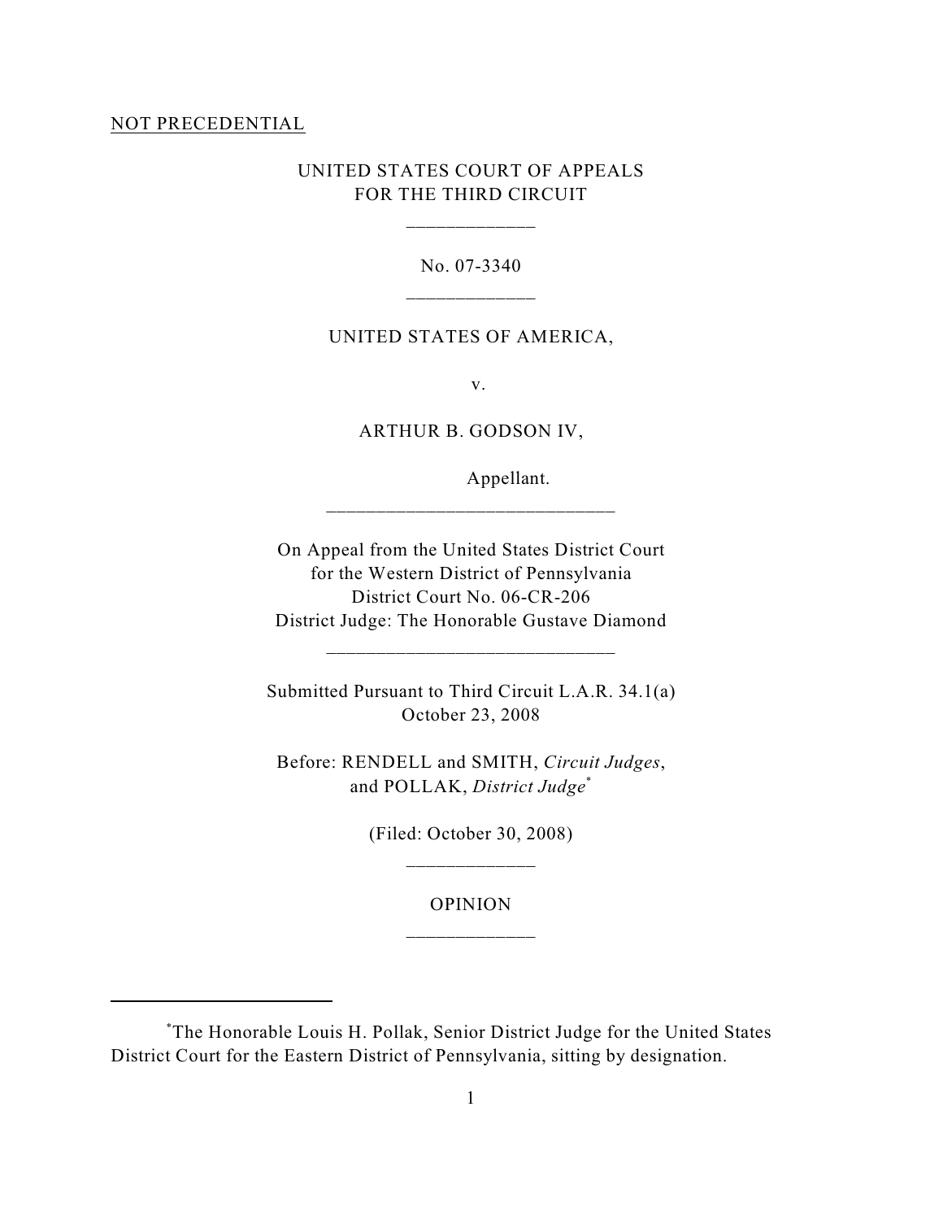NOT PRECEDENTIAL

UNITED STATES COURT OF APPEALS
FOR THE THIRD CIRCUIT

\_\_\_\_\_\_\_\_\_\_\_\_\_

No. 07-3340

\_\_\_\_\_\_\_\_\_\_\_\_\_

UNITED STATES OF AMERICA,

v.

ARTHUR B. GODSON IV,

Appellant.

\_\_\_\_\_\_\_\_\_\_\_\_\_\_\_\_\_\_\_\_\_\_\_\_\_\_\_\_\_

On Appeal from the United States District Court
for the Western District of Pennsylvania
District Court No. 06-CR-206
District Judge: The Honorable Gustave Diamond

\_\_\_\_\_\_\_\_\_\_\_\_\_\_\_\_\_\_\_\_\_\_\_\_\_\_\_\_\_

Submitted Pursuant to Third Circuit L.A.R. 34.1(a)
October 23, 2008

Before: RENDELL and SMITH, *Circuit Judges*,
and POLLAK, *District Judge*[*]

(Filed: October 30, 2008)

\_\_\_\_\_\_\_\_\_\_\_\_\_

OPINION

\_\_\_\_\_\_\_\_\_\_\_\_\_

[*]The Honorable Louis H. Pollak, Senior District Judge for the United States District Court for the Eastern District of Pennsylvania, sitting by designation.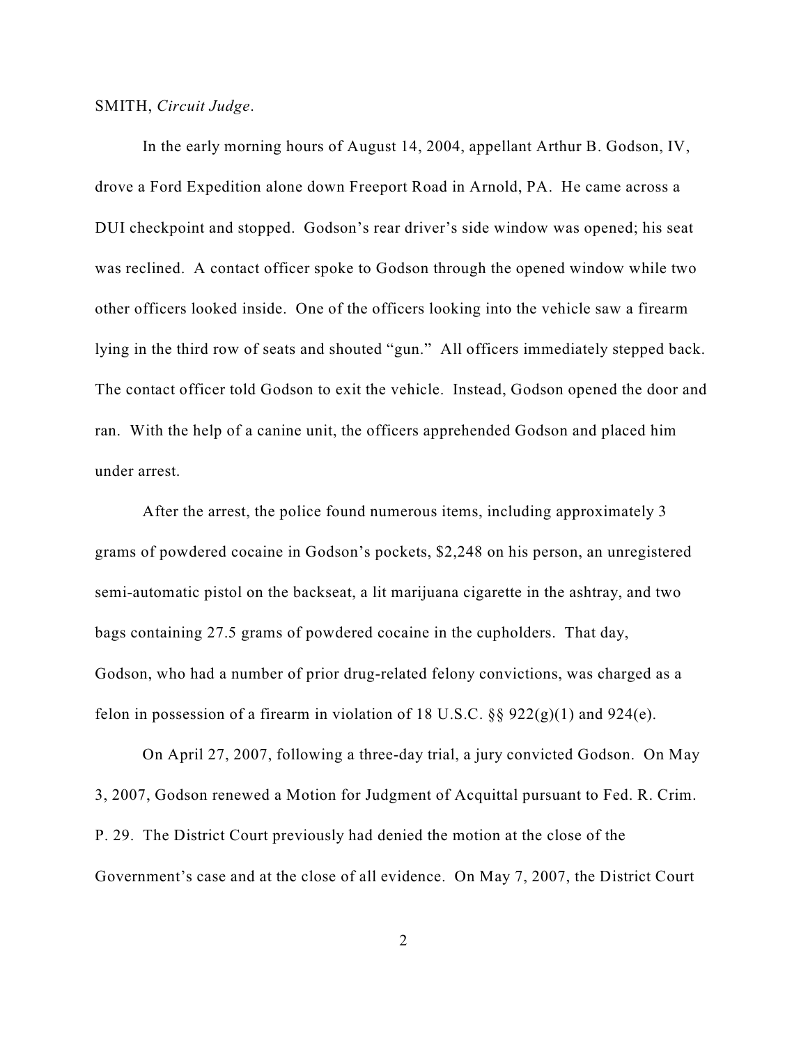SMITH, *Circuit Judge*.

In the early morning hours of August 14, 2004, appellant Arthur B. Godson, IV, drove a Ford Expedition alone down Freeport Road in Arnold, PA. He came across a DUI checkpoint and stopped. Godson's rear driver's side window was opened; his seat was reclined. A contact officer spoke to Godson through the opened window while two other officers looked inside. One of the officers looking into the vehicle saw a firearm lying in the third row of seats and shouted "gun." All officers immediately stepped back. The contact officer told Godson to exit the vehicle. Instead, Godson opened the door and ran. With the help of a canine unit, the officers apprehended Godson and placed him under arrest.

After the arrest, the police found numerous items, including approximately 3 grams of powdered cocaine in Godson's pockets, $2,248 on his person, an unregistered semi-automatic pistol on the backseat, a lit marijuana cigarette in the ashtray, and two bags containing 27.5 grams of powdered cocaine in the cupholders. That day, Godson, who had a number of prior drug-related felony convictions, was charged as a felon in possession of a firearm in violation of 18 U.S.C. §§ 922(g)(1) and 924(e).

On April 27, 2007, following a three-day trial, a jury convicted Godson. On May 3, 2007, Godson renewed a Motion for Judgment of Acquittal pursuant to Fed. R. Crim. P. 29. The District Court previously had denied the motion at the close of the Government's case and at the close of all evidence. On May 7, 2007, the District Court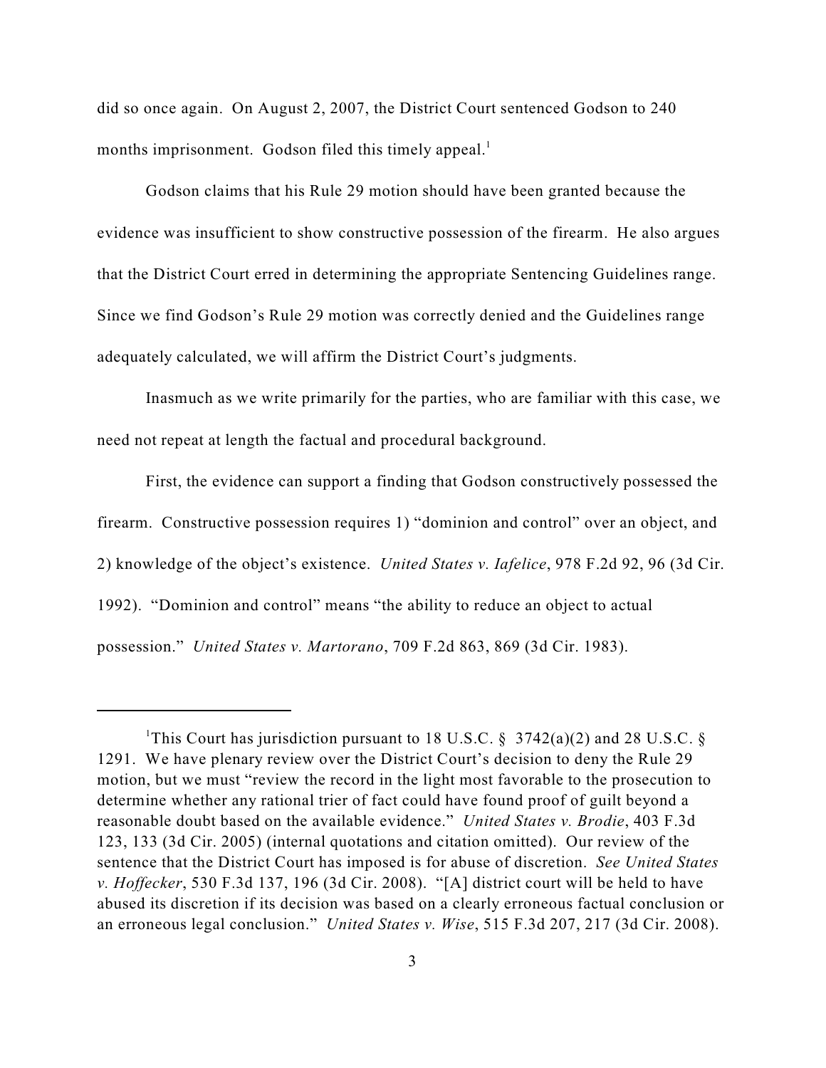did so once again. On August 2, 2007, the District Court sentenced Godson to 240 months imprisonment. Godson filed this timely appeal.[1]

Godson claims that his Rule 29 motion should have been granted because the evidence was insufficient to show constructive possession of the firearm. He also argues that the District Court erred in determining the appropriate Sentencing Guidelines range. Since we find Godson's Rule 29 motion was correctly denied and the Guidelines range adequately calculated, we will affirm the District Court's judgments.

Inasmuch as we write primarily for the parties, who are familiar with this case, we need not repeat at length the factual and procedural background.

First, the evidence can support a finding that Godson constructively possessed the firearm. Constructive possession requires 1) "dominion and control" over an object, and 2) knowledge of the object's existence. *United States v. Iafelice*, 978 F.2d 92, 96 (3d Cir. 1992). "Dominion and control" means "the ability to reduce an object to actual possession." *United States v. Martorano*, 709 F.2d 863, 869 (3d Cir. 1983).

---

[1]This Court has jurisdiction pursuant to 18 U.S.C. § 3742(a)(2) and 28 U.S.C. § 1291. We have plenary review over the District Court's decision to deny the Rule 29 motion, but we must "review the record in the light most favorable to the prosecution to determine whether any rational trier of fact could have found proof of guilt beyond a reasonable doubt based on the available evidence." *United States v. Brodie*, 403 F.3d 123, 133 (3d Cir. 2005) (internal quotations and citation omitted). Our review of the sentence that the District Court has imposed is for abuse of discretion. *See United States v. Hoffecker*, 530 F.3d 137, 196 (3d Cir. 2008). "[A] district court will be held to have abused its discretion if its decision was based on a clearly erroneous factual conclusion or an erroneous legal conclusion." *United States v. Wise*, 515 F.3d 207, 217 (3d Cir. 2008).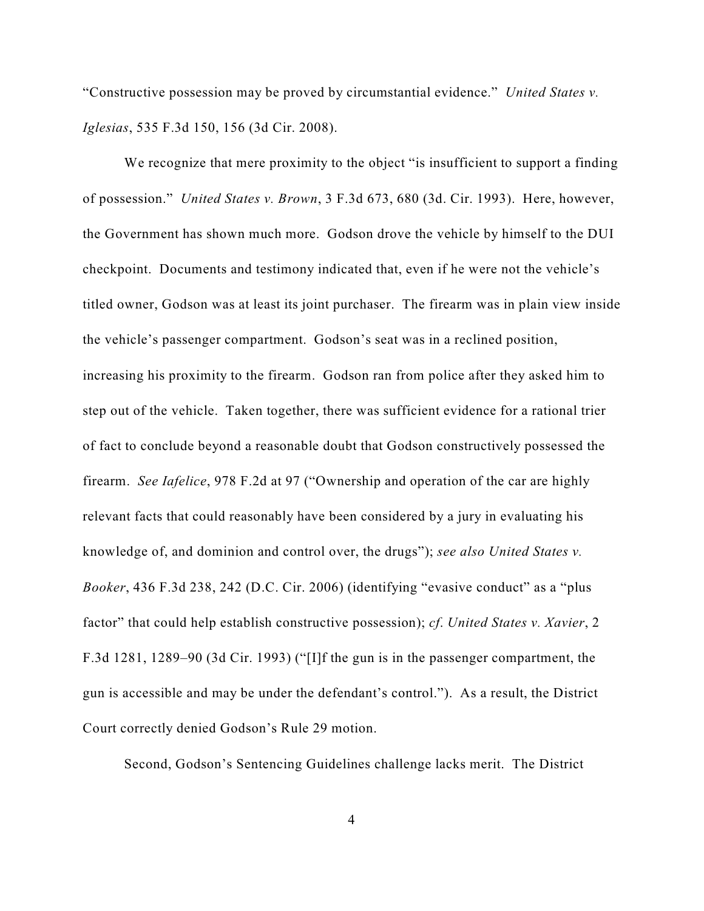"Constructive possession may be proved by circumstantial evidence." *United States v. Iglesias*, 535 F.3d 150, 156 (3d Cir. 2008).

We recognize that mere proximity to the object "is insufficient to support a finding of possession." *United States v. Brown*, 3 F.3d 673, 680 (3d. Cir. 1993). Here, however, the Government has shown much more. Godson drove the vehicle by himself to the DUI checkpoint. Documents and testimony indicated that, even if he were not the vehicle's titled owner, Godson was at least its joint purchaser. The firearm was in plain view inside the vehicle's passenger compartment. Godson's seat was in a reclined position, increasing his proximity to the firearm. Godson ran from police after they asked him to step out of the vehicle. Taken together, there was sufficient evidence for a rational trier of fact to conclude beyond a reasonable doubt that Godson constructively possessed the firearm. *See Iafelice*, 978 F.2d at 97 ("Ownership and operation of the car are highly relevant facts that could reasonably have been considered by a jury in evaluating his knowledge of, and dominion and control over, the drugs"); *see also United States v. Booker*, 436 F.3d 238, 242 (D.C. Cir. 2006) (identifying "evasive conduct" as a "plus factor" that could help establish constructive possession); *cf. United States v. Xavier*, 2 F.3d 1281, 1289–90 (3d Cir. 1993) ("[I]f the gun is in the passenger compartment, the gun is accessible and may be under the defendant's control."). As a result, the District Court correctly denied Godson's Rule 29 motion.

Second, Godson's Sentencing Guidelines challenge lacks merit. The District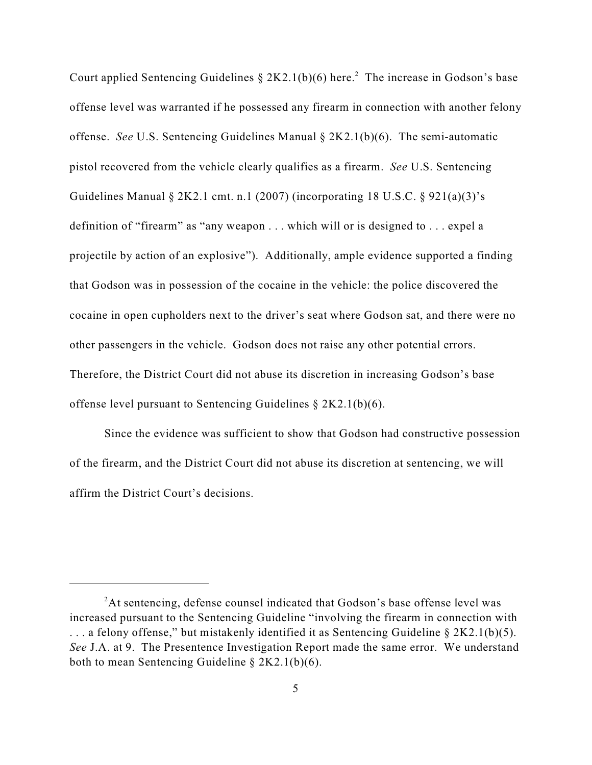Court applied Sentencing Guidelines § 2K2.1(b)(6) here.[2] The increase in Godson's base offense level was warranted if he possessed any firearm in connection with another felony offense. *See* U.S. Sentencing Guidelines Manual § 2K2.1(b)(6). The semi-automatic pistol recovered from the vehicle clearly qualifies as a firearm. *See* U.S. Sentencing Guidelines Manual § 2K2.1 cmt. n.1 (2007) (incorporating 18 U.S.C. § 921(a)(3)'s definition of "firearm" as "any weapon . . . which will or is designed to . . . expel a projectile by action of an explosive"). Additionally, ample evidence supported a finding that Godson was in possession of the cocaine in the vehicle: the police discovered the cocaine in open cupholders next to the driver's seat where Godson sat, and there were no other passengers in the vehicle. Godson does not raise any other potential errors. Therefore, the District Court did not abuse its discretion in increasing Godson's base offense level pursuant to Sentencing Guidelines § 2K2.1(b)(6).

Since the evidence was sufficient to show that Godson had constructive possession of the firearm, and the District Court did not abuse its discretion at sentencing, we will affirm the District Court's decisions.

---

[2] At sentencing, defense counsel indicated that Godson's base offense level was increased pursuant to the Sentencing Guideline "involving the firearm in connection with . . . a felony offense," but mistakenly identified it as Sentencing Guideline § 2K2.1(b)(5). *See* J.A. at 9. The Presentence Investigation Report made the same error. We understand both to mean Sentencing Guideline § 2K2.1(b)(6).